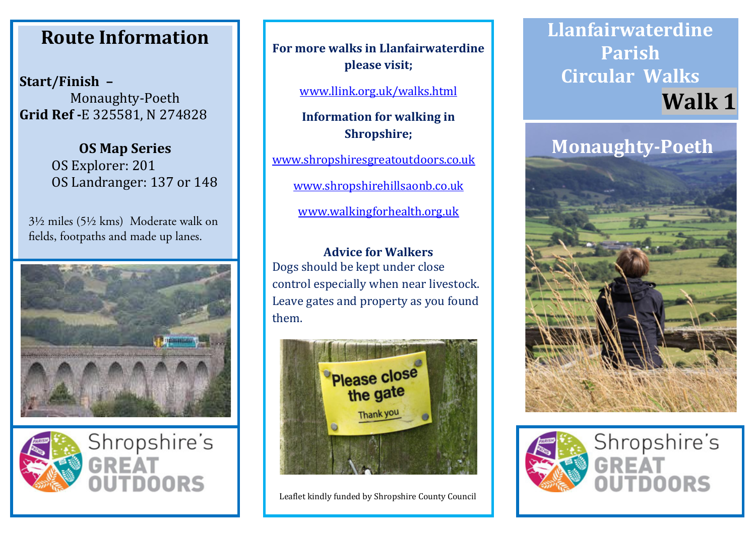## Route Information

**Start/Finish –** Monaughty-Poeth
**Grid Ref -** E 325581, N 274828

**OS Map Series**
OS Explorer: 201
OS Landranger: 137 or 148

3½ miles (5½ kms) Moderate walk on fields, footpaths and made up lanes.

Shropshire's GREAT OUTDOORS

**For more walks in Llanfairwaterdine please visit;**

www.llink.org.uk/walks.html

**Information for walking in Shropshire;**

www.shropshiresgreatoutdoors.co.uk

www.shropshirehillsaonb.co.uk

www.walkingforhealth.org.uk

**Advice for Walkers**

Dogs should be kept under close control especially when near livestock. Leave gates and property as you found them.

Please close the gate
Thank you

Leaflet kindly funded by Shropshire County Council

# Llanfairwaterdine Parish Circular Walks

## Walk 1

## Monaughty-Poeth

Shropshire's GREAT OUTDOORS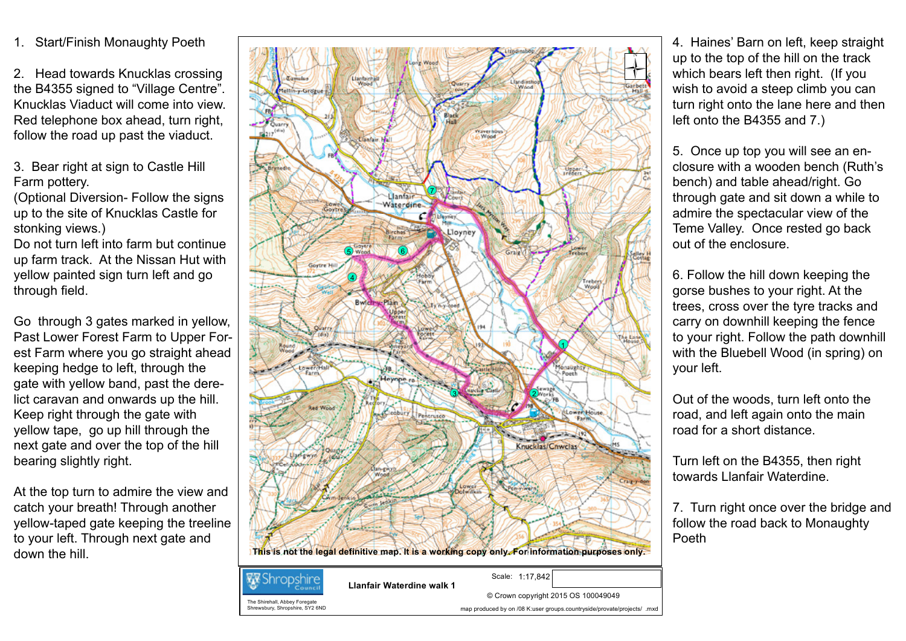1. Start/Finish Monaughty Poeth

2. Head towards Knucklas crossing the B4355 signed to "Village Centre". Knucklas Viaduct will come into view. Red telephone box ahead, turn right, follow the road up past the viaduct.

3. Bear right at sign to Castle Hill Farm pottery.
(Optional Diversion- Follow the signs up to the site of Knucklas Castle for stonking views.)
Do not turn left into farm but continue up farm track. At the Nissan Hut with yellow painted sign turn left and go through field.

Go through 3 gates marked in yellow, Past Lower Forest Farm to Upper Forest Farm where you go straight ahead keeping hedge to left, through the gate with yellow band, past the derelict caravan and onwards up the hill. Keep right through the gate with yellow tape, go up hill through the next gate and over the top of the hill bearing slightly right.

At the top turn to admire the view and catch your breath! Through another yellow-taped gate keeping the treeline to your left. Through next gate and down the hill.

This is not the legal definitive map. It is a working copy only. For information purposes only.

Shropshire Council

The Shirehall, Abbey Foregate
Shrewsbury, Shropshire, SY2 6ND

**Llanfair Waterdine walk 1**

Scale: 1:17,842

© Crown copyright 2015 OS 100049049

map produced by on /08 K:user groups.countryside/provate/projects/ .mxd

4. Haines' Barn on left, keep straight up to the top of the hill on the track which bears left then right. (If you wish to avoid a steep climb you can turn right onto the lane here and then left onto the B4355 and 7.)

5. Once up top you will see an enclosure with a wooden bench (Ruth's bench) and table ahead/right. Go through gate and sit down a while to admire the spectacular view of the Teme Valley. Once rested go back out of the enclosure.

6. Follow the hill down keeping the gorse bushes to your right. At the trees, cross over the tyre tracks and carry on downhill keeping the fence to your right. Follow the path downhill with the Bluebell Wood (in spring) on your left.

Out of the woods, turn left onto the road, and left again onto the main road for a short distance.

Turn left on the B4355, then right towards Llanfair Waterdine.

7. Turn right once over the bridge and follow the road back to Monaughty Poeth